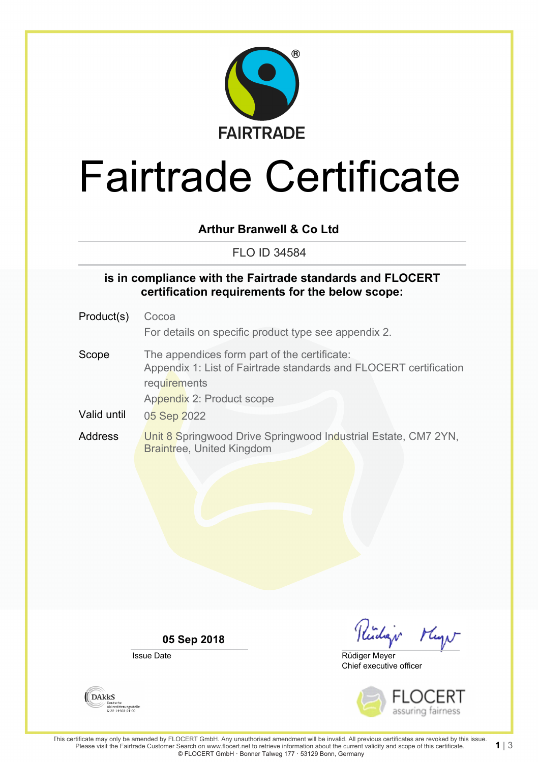FAIRTRADE

# Fairtrade Certificate

**Arthur Branwell & Co Ltd**

FLO ID 34584

**is in compliance with the Fairtrade standards and FLOCERT certification requirements for the below scope:**

| | |
|---|---|
| Product(s) | Cocoa<br>For details on specific product type see appendix 2. |
| Scope | The appendices form part of the certificate:<br>Appendix 1: List of Fairtrade standards and FLOCERT certification requirements<br>Appendix 2: Product scope |
| Valid until | 05 Sep 2022 |
| Address | Unit 8 Springwood Drive Springwood Industrial Estate, CM7 2YN, Braintree, United Kingdom |

**05 Sep 2018**
Issue Date

Rüdiger Meyer
Chief executive officer

DAkkS Deutsche Akkreditierungsstelle D-ZE-14408-01-00

FLOCERT assuring fairness

This certificate may only be amended by FLOCERT GmbH. Any unauthorised amendment will be invalid. All previous certificates are revoked by this issue. Please visit the Fairtrade Customer Search on www.flocert.net to retrieve information about the current validity and scope of this certificate.
© FLOCERT GmbH · Bonner Talweg 177 · 53129 Bonn, Germany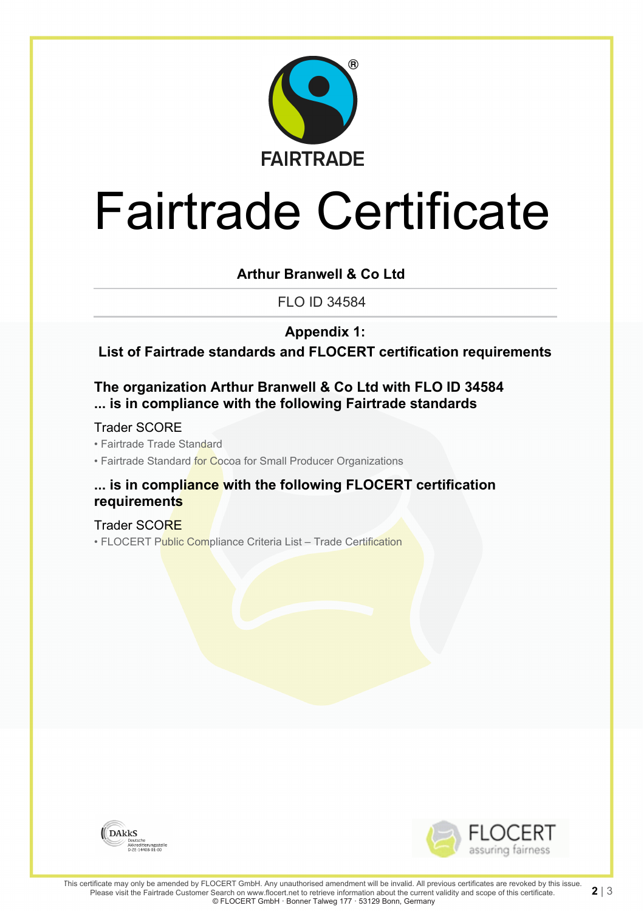FAIRTRADE

# Fairtrade Certificate

**Arthur Branwell & Co Ltd**

FLO ID 34584

**Appendix 1:**

**List of Fairtrade standards and FLOCERT certification requirements**

### The organization Arthur Branwell & Co Ltd with FLO ID 34584 ... is in compliance with the following Fairtrade standards

Trader SCORE

- Fairtrade Trade Standard
- Fairtrade Standard for Cocoa for Small Producer Organizations

### ... is in compliance with the following FLOCERT certification requirements

Trader SCORE

- FLOCERT Public Compliance Criteria List – Trade Certification

DAkkS Deutsche Akkreditierungsstelle D-ZE-14408-01-00

FLOCERT assuring fairness

This certificate may only be amended by FLOCERT GmbH. Any unauthorised amendment will be invalid. All previous certificates are revoked by this issue. Please visit the Fairtrade Customer Search on www.flocert.net to retrieve information about the current validity and scope of this certificate.
© FLOCERT GmbH · Bonner Talweg 177 · 53129 Bonn, Germany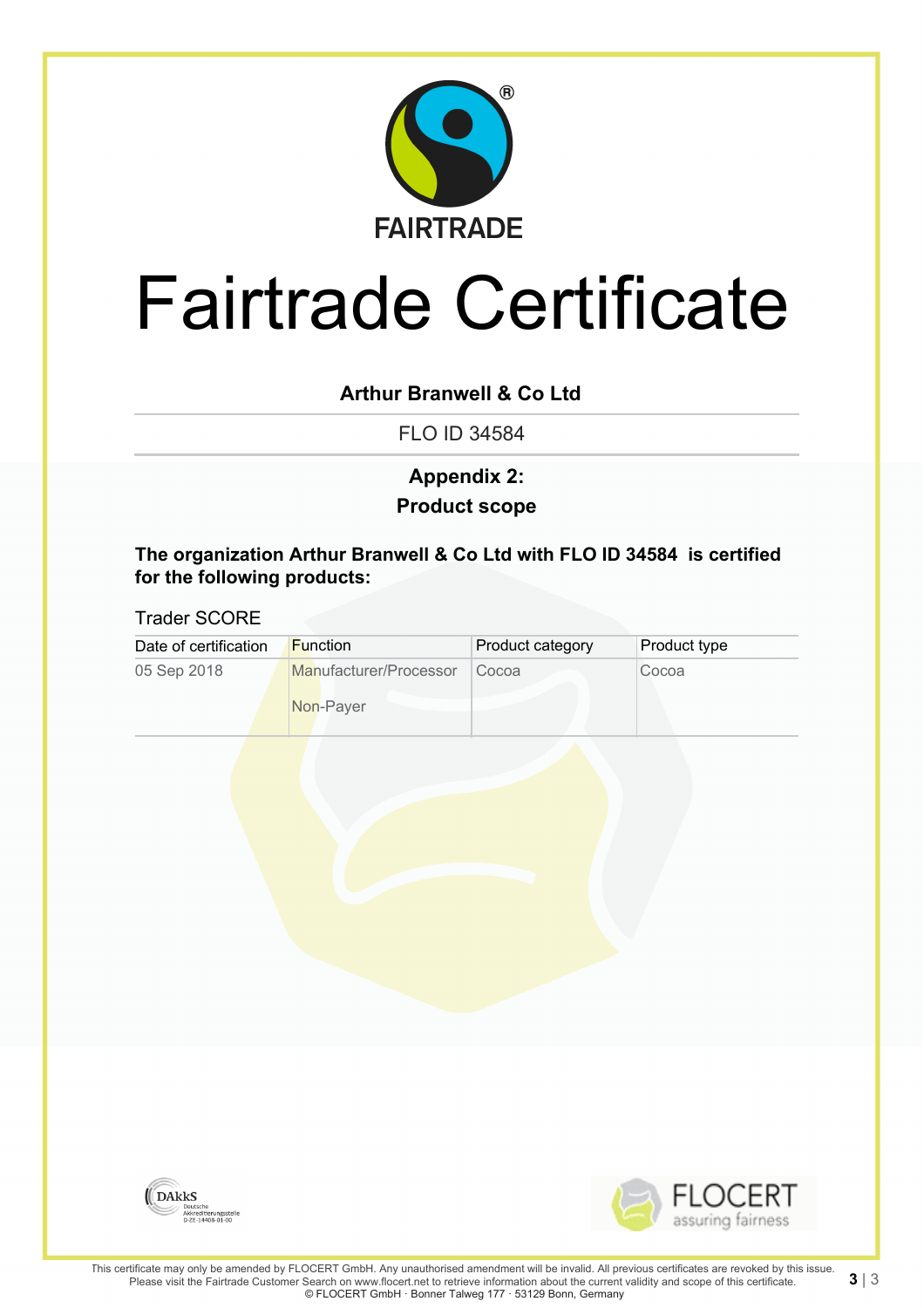FAIRTRADE

# Fairtrade Certificate

**Arthur Branwell & Co Ltd**

FLO ID 34584

## Appendix 2:
## Product scope

**The organization Arthur Branwell & Co Ltd with FLO ID 34584 is certified for the following products:**

Trader SCORE

| Date of certification | Function | Product category | Product type |
| --- | --- | --- | --- |
| 05 Sep 2018 | Manufacturer/Processor<br><br>Non-Payer | Cocoa | Cocoa |

DAkkS Deutsche Akkreditierungsstelle D-ZE-14408-01-00

FLOCERT assuring fairness

This certificate may only be amended by FLOCERT GmbH. Any unauthorised amendment will be invalid. All previous certificates are revoked by this issue. Please visit the Fairtrade Customer Search on www.flocert.net to retrieve information about the current validity and scope of this certificate.
© FLOCERT GmbH · Bonner Talweg 177 · 53129 Bonn, Germany